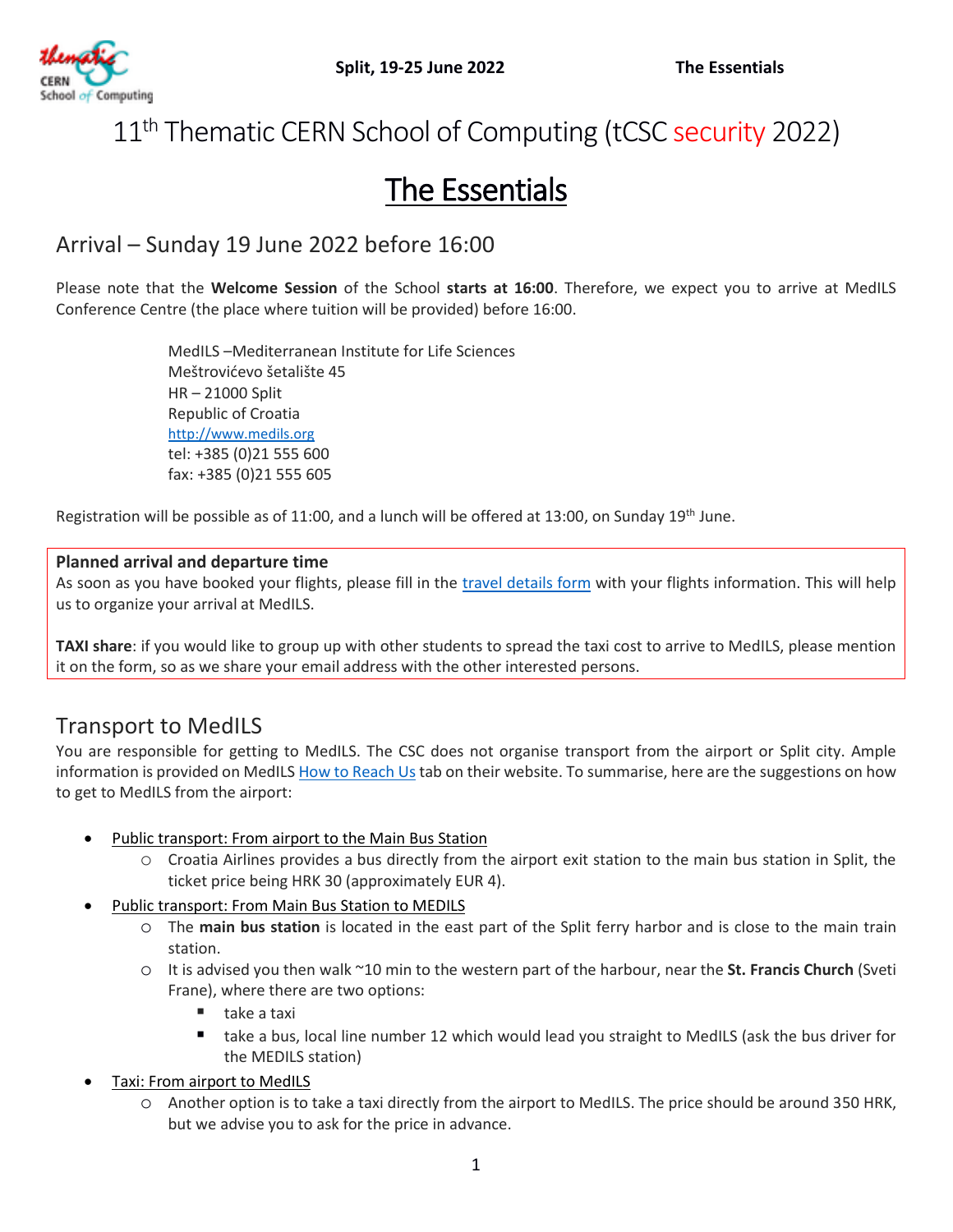# 11th Thematic CERN School of Computing (tCSC security 2022)

# The Essentials

## Arrival – Sunday 19 June 2022 before 16:00

Please note that the **Welcome Session** of the School **starts at 16:00**. Therefore, we expect you to arrive at MedILS Conference Centre (the place where tuition will be provided) before 16:00.

MedILS –Mediterranean Institute for Life Sciences
Meštrovićevo šetalište 45
HR – 21000 Split
Republic of Croatia
http://www.medils.org
tel: +385 (0)21 555 600
fax: +385 (0)21 555 605

Registration will be possible as of 11:00, and a lunch will be offered at 13:00, on Sunday 19th June.

**Planned arrival and departure time**
As soon as you have booked your flights, please fill in the travel details form with your flights information. This will help us to organize your arrival at MedILS.

**TAXI share**: if you would like to group up with other students to spread the taxi cost to arrive to MedILS, please mention it on the form, so as we share your email address with the other interested persons.

## Transport to MedILS

You are responsible for getting to MedILS. The CSC does not organise transport from the airport or Split city. Ample information is provided on MedILS How to Reach Us tab on their website. To summarise, here are the suggestions on how to get to MedILS from the airport:

- Public transport: From airport to the Main Bus Station
  - Croatia Airlines provides a bus directly from the airport exit station to the main bus station in Split, the ticket price being HRK 30 (approximately EUR 4).
- Public transport: From Main Bus Station to MEDILS
  - The **main bus station** is located in the east part of the Split ferry harbor and is close to the main train station.
  - It is advised you then walk ~10 min to the western part of the harbour, near the **St. Francis Church** (Sveti Frane), where there are two options:
    - take a taxi
    - take a bus, local line number 12 which would lead you straight to MedILS (ask the bus driver for the MEDILS station)
- Taxi: From airport to MedILS
  - Another option is to take a taxi directly from the airport to MedILS. The price should be around 350 HRK, but we advise you to ask for the price in advance.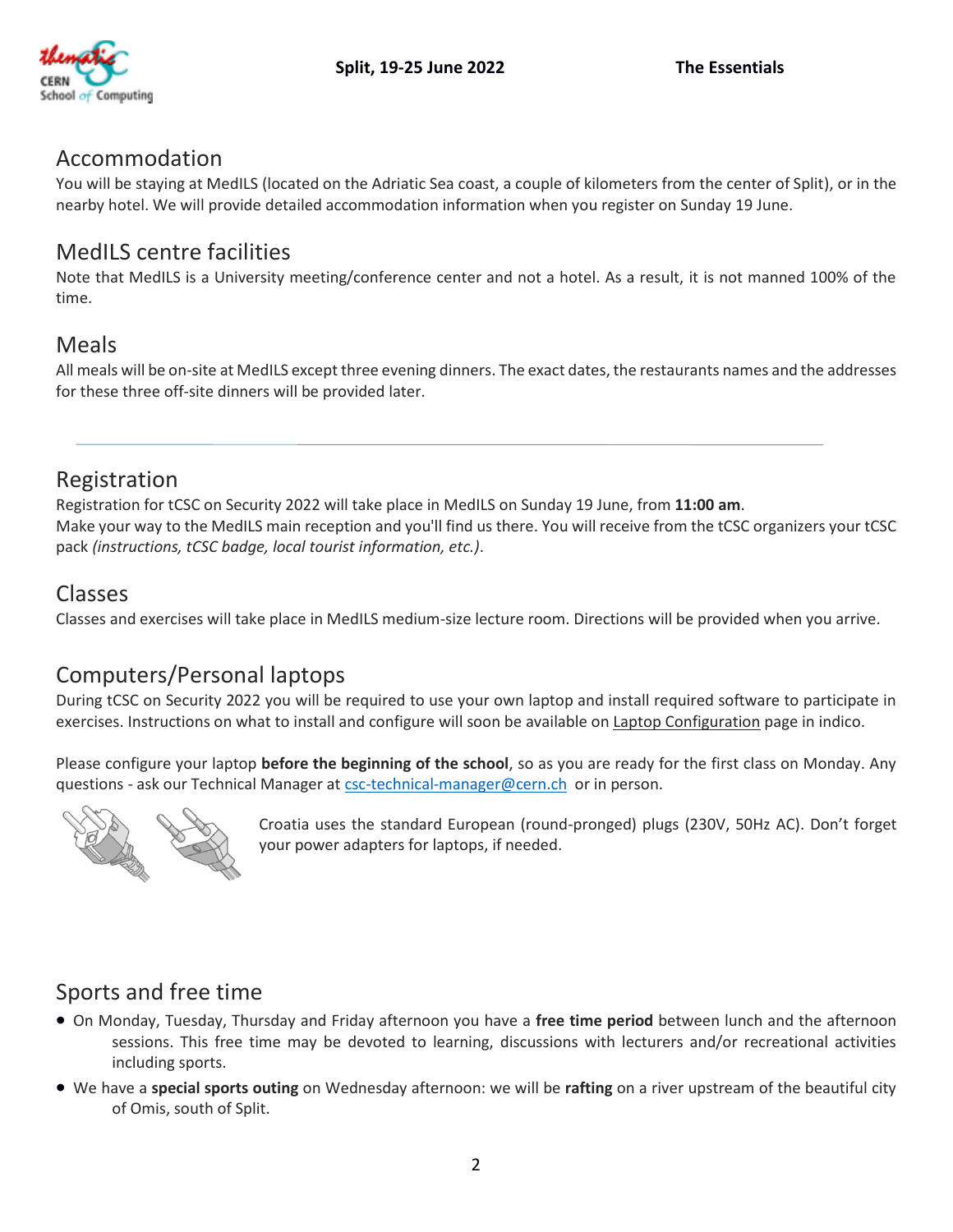## Accommodation

You will be staying at MedILS (located on the Adriatic Sea coast, a couple of kilometers from the center of Split), or in the nearby hotel. We will provide detailed accommodation information when you register on Sunday 19 June.

## MedILS centre facilities

Note that MedILS is a University meeting/conference center and not a hotel. As a result, it is not manned 100% of the time.

## Meals

All meals will be on-site at MedILS except three evening dinners. The exact dates, the restaurants names and the addresses for these three off-site dinners will be provided later.

---

## Registration

Registration for tCSC on Security 2022 will take place in MedILS on Sunday 19 June, from **11:00 am**.
Make your way to the MedILS main reception and you'll find us there. You will receive from the tCSC organizers your tCSC pack *(instructions, tCSC badge, local tourist information, etc.)*.

## Classes

Classes and exercises will take place in MedILS medium-size lecture room. Directions will be provided when you arrive.

## Computers/Personal laptops

During tCSC on Security 2022 you will be required to use your own laptop and install required software to participate in exercises. Instructions on what to install and configure will soon be available on Laptop Configuration page in indico.

Please configure your laptop **before the beginning of the school**, so as you are ready for the first class on Monday. Any questions - ask our Technical Manager at csc-technical-manager@cern.ch or in person.

Croatia uses the standard European (round-pronged) plugs (230V, 50Hz AC). Don't forget your power adapters for laptops, if needed.

## Sports and free time

- On Monday, Tuesday, Thursday and Friday afternoon you have a **free time period** between lunch and the afternoon sessions. This free time may be devoted to learning, discussions with lecturers and/or recreational activities including sports.
- We have a **special sports outing** on Wednesday afternoon: we will be **rafting** on a river upstream of the beautiful city of Omis, south of Split.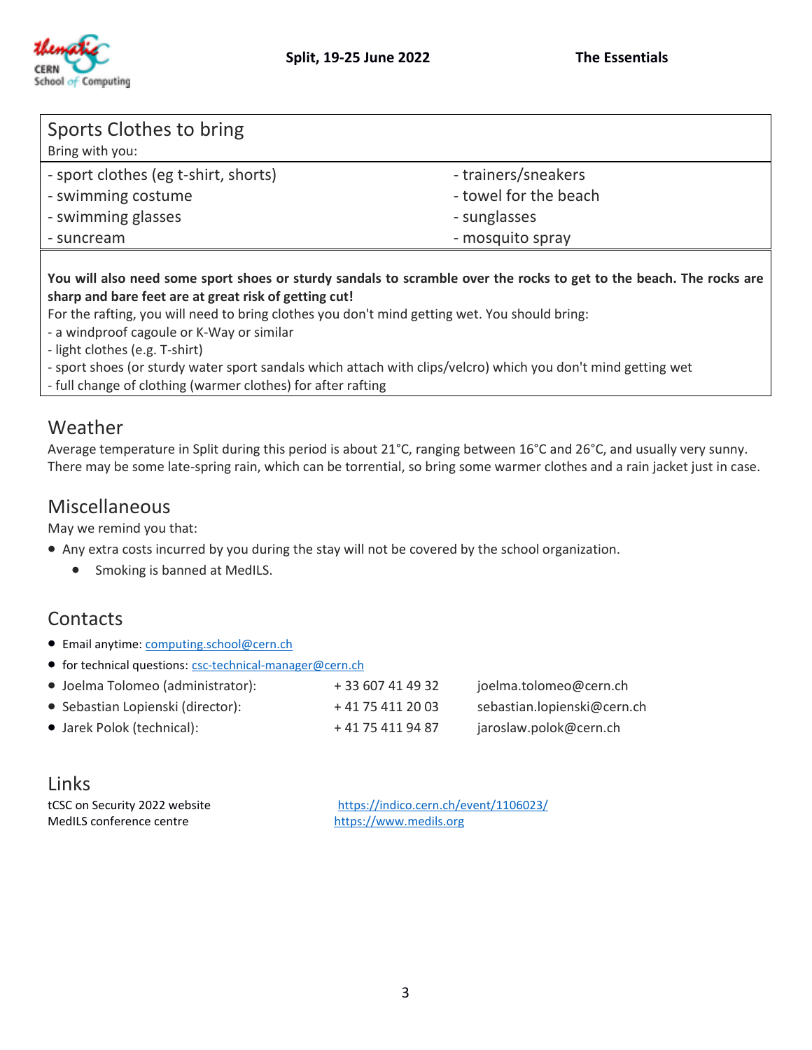## Sports Clothes to bring

Bring with you:

| | |
|---|---|
| - sport clothes (eg t-shirt, shorts) | - trainers/sneakers |
| - swimming costume | - towel for the beach |
| - swimming glasses | - sunglasses |
| - suncream | - mosquito spray |

**You will also need some sport shoes or sturdy sandals to scramble over the rocks to get to the beach. The rocks are sharp and bare feet are at great risk of getting cut!**

For the rafting, you will need to bring clothes you don't mind getting wet. You should bring:

- a windproof cagoule or K-Way or similar
- light clothes (e.g. T-shirt)
- sport shoes (or sturdy water sport sandals which attach with clips/velcro) which you don't mind getting wet
- full change of clothing (warmer clothes) for after rafting

## Weather

Average temperature in Split during this period is about 21°C, ranging between 16°C and 26°C, and usually very sunny. There may be some late-spring rain, which can be torrential, so bring some warmer clothes and a rain jacket just in case.

## Miscellaneous

May we remind you that:

- Any extra costs incurred by you during the stay will not be covered by the school organization.
  - Smoking is banned at MedILS.

## Contacts

- Email anytime: computing.school@cern.ch
- for technical questions: csc-technical-manager@cern.ch
- Joelma Tolomeo (administrator): + 33 607 41 49 32 joelma.tolomeo@cern.ch
- Sebastian Lopienski (director): + 41 75 411 20 03 sebastian.lopienski@cern.ch
- Jarek Polok (technical): + 41 75 411 94 87 jaroslaw.polok@cern.ch

## Links

| | |
|---|---|
| tCSC on Security 2022 website | https://indico.cern.ch/event/1106023/ |
| MedILS conference centre | https://www.medils.org |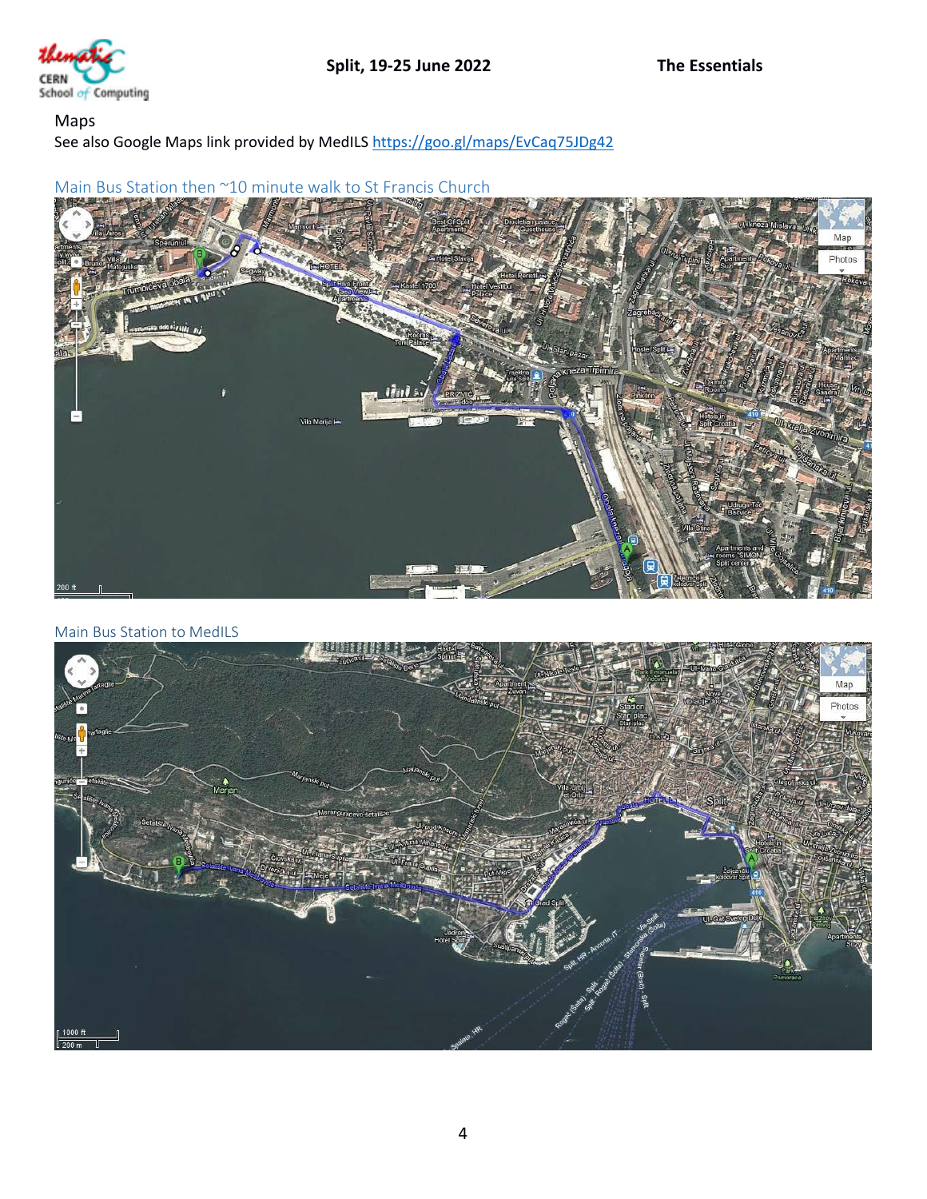Maps

See also Google Maps link provided by MedILS https://goo.gl/maps/EvCaq75JDg42

## Main Bus Station then ~10 minute walk to St Francis Church

## Main Bus Station to MedILS